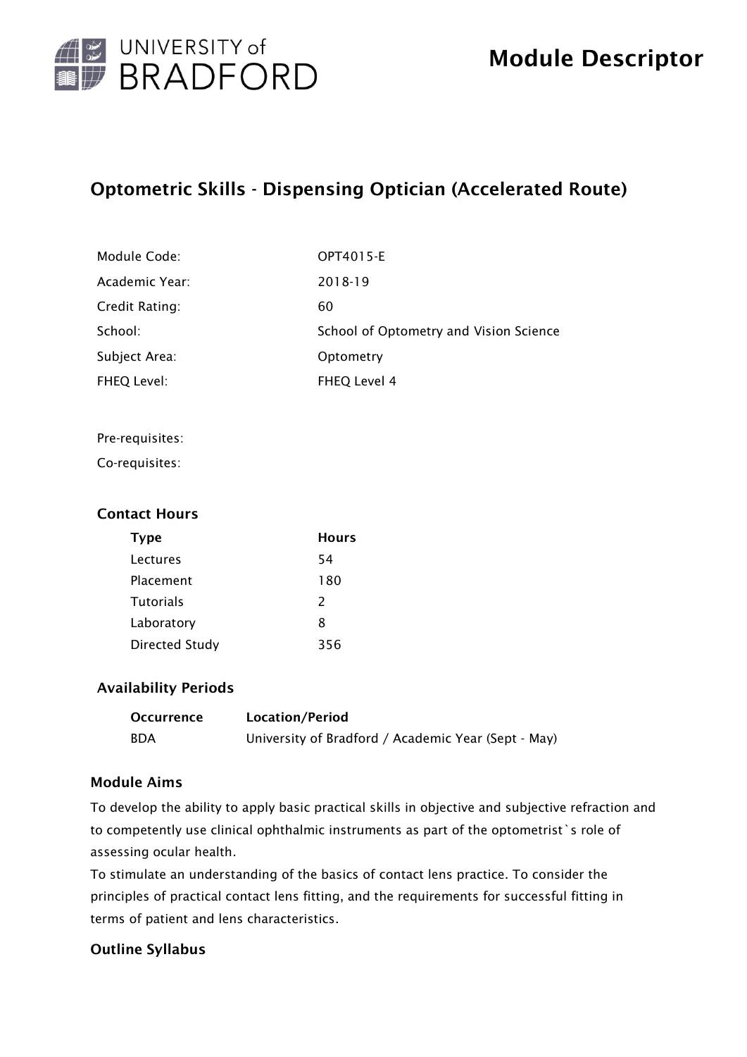UNIVERSITY of BRADFORD

# Module Descriptor

## Optometric Skills - Dispensing Optician (Accelerated Route)

| | |
|---|---|
| Module Code: | OPT4015-E |
| Academic Year: | 2018-19 |
| Credit Rating: | 60 |
| School: | School of Optometry and Vision Science |
| Subject Area: | Optometry |
| FHEQ Level: | FHEQ Level 4 |

Pre-requisites:

Co-requisites:

### Contact Hours

| Type | Hours |
|---|---|
| Lectures | 54 |
| Placement | 180 |
| Tutorials | 2 |
| Laboratory | 8 |
| Directed Study | 356 |

### Availability Periods

| Occurrence | Location/Period |
|---|---|
| BDA | University of Bradford / Academic Year (Sept - May) |

### Module Aims

To develop the ability to apply basic practical skills in objective and subjective refraction and to competently use clinical ophthalmic instruments as part of the optometrist`s role of assessing ocular health.

To stimulate an understanding of the basics of contact lens practice. To consider the principles of practical contact lens fitting, and the requirements for successful fitting in terms of patient and lens characteristics.

### Outline Syllabus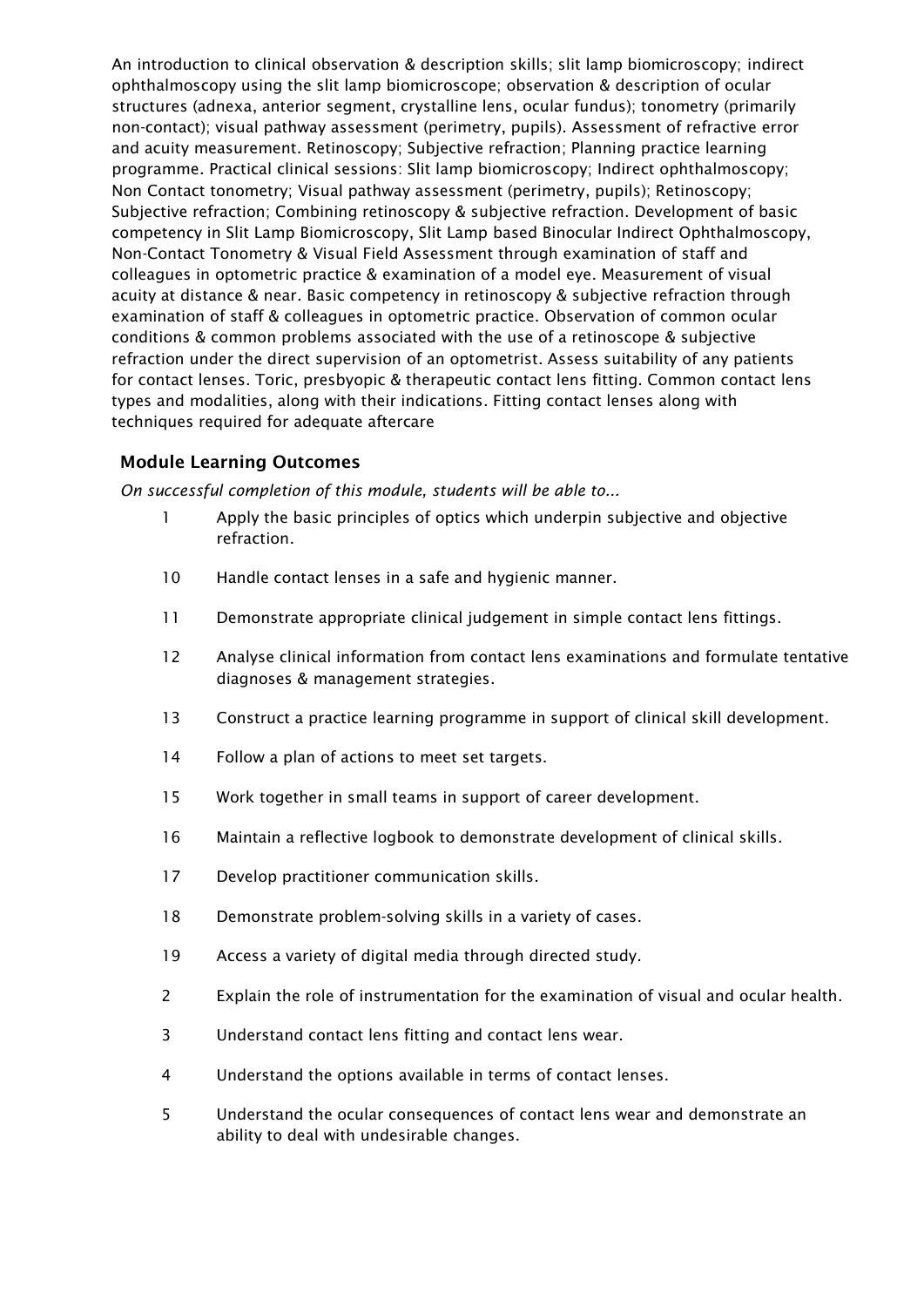An introduction to clinical observation & description skills; slit lamp biomicroscopy; indirect ophthalmoscopy using the slit lamp biomicroscope; observation & description of ocular structures (adnexa, anterior segment, crystalline lens, ocular fundus); tonometry (primarily non-contact); visual pathway assessment (perimetry, pupils). Assessment of refractive error and acuity measurement. Retinoscopy; Subjective refraction; Planning practice learning programme. Practical clinical sessions: Slit lamp biomicroscopy; Indirect ophthalmoscopy; Non Contact tonometry; Visual pathway assessment (perimetry, pupils); Retinoscopy; Subjective refraction; Combining retinoscopy & subjective refraction. Development of basic competency in Slit Lamp Biomicroscopy, Slit Lamp based Binocular Indirect Ophthalmoscopy, Non-Contact Tonometry & Visual Field Assessment through examination of staff and colleagues in optometric practice & examination of a model eye. Measurement of visual acuity at distance & near. Basic competency in retinoscopy & subjective refraction through examination of staff & colleagues in optometric practice. Observation of common ocular conditions & common problems associated with the use of a retinoscope & subjective refraction under the direct supervision of an optometrist. Assess suitability of any patients for contact lenses. Toric, presbyopic & therapeutic contact lens fitting. Common contact lens types and modalities, along with their indications. Fitting contact lenses along with techniques required for adequate aftercare

## Module Learning Outcomes

*On successful completion of this module, students will be able to...*

| | |
|---|---|
| 1 | Apply the basic principles of optics which underpin subjective and objective refraction. |
| 10 | Handle contact lenses in a safe and hygienic manner. |
| 11 | Demonstrate appropriate clinical judgement in simple contact lens fittings. |
| 12 | Analyse clinical information from contact lens examinations and formulate tentative diagnoses & management strategies. |
| 13 | Construct a practice learning programme in support of clinical skill development. |
| 14 | Follow a plan of actions to meet set targets. |
| 15 | Work together in small teams in support of career development. |
| 16 | Maintain a reflective logbook to demonstrate development of clinical skills. |
| 17 | Develop practitioner communication skills. |
| 18 | Demonstrate problem-solving skills in a variety of cases. |
| 19 | Access a variety of digital media through directed study. |
| 2 | Explain the role of instrumentation for the examination of visual and ocular health. |
| 3 | Understand contact lens fitting and contact lens wear. |
| 4 | Understand the options available in terms of contact lenses. |
| 5 | Understand the ocular consequences of contact lens wear and demonstrate an ability to deal with undesirable changes. |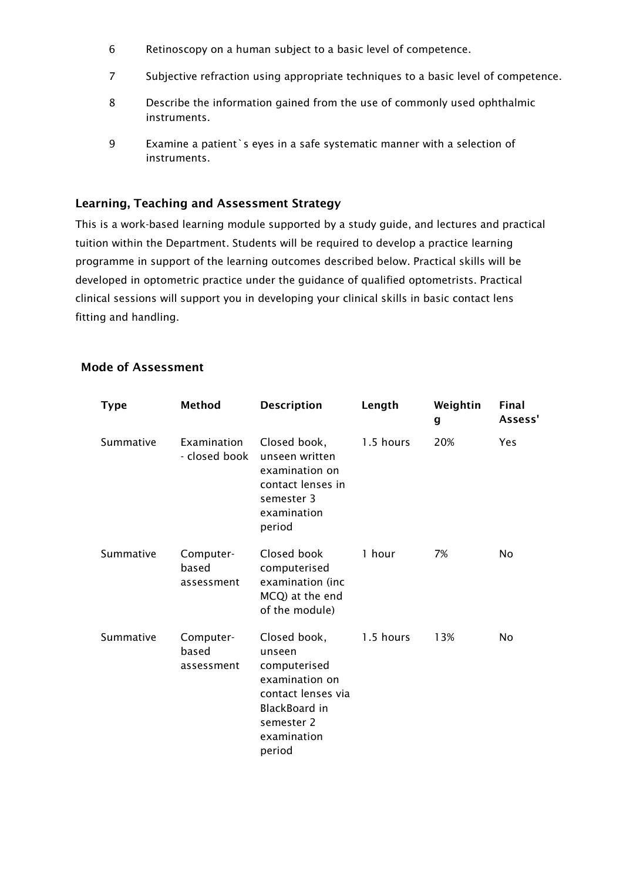6. Retinoscopy on a human subject to a basic level of competence.
7. Subjective refraction using appropriate techniques to a basic level of competence.
8. Describe the information gained from the use of commonly used ophthalmic instruments.
9. Examine a patient`s eyes in a safe systematic manner with a selection of instruments.

### Learning, Teaching and Assessment Strategy

This is a work-based learning module supported by a study guide, and lectures and practical tuition within the Department. Students will be required to develop a practice learning programme in support of the learning outcomes described below. Practical skills will be developed in optometric practice under the guidance of qualified optometrists. Practical clinical sessions will support you in developing your clinical skills in basic contact lens fitting and handling.

### Mode of Assessment

| Type | Method | Description | Length | Weighting | Final Assess' |
|---|---|---|---|---|---|
| Summative | Examination - closed book | Closed book, unseen written examination on contact lenses in semester 3 examination period | 1.5 hours | 20% | Yes |
| Summative | Computer-based assessment | Closed book computerised examination (inc MCQ) at the end of the module) | 1 hour | 7% | No |
| Summative | Computer-based assessment | Closed book, unseen computerised examination on contact lenses via BlackBoard in semester 2 examination period | 1.5 hours | 13% | No |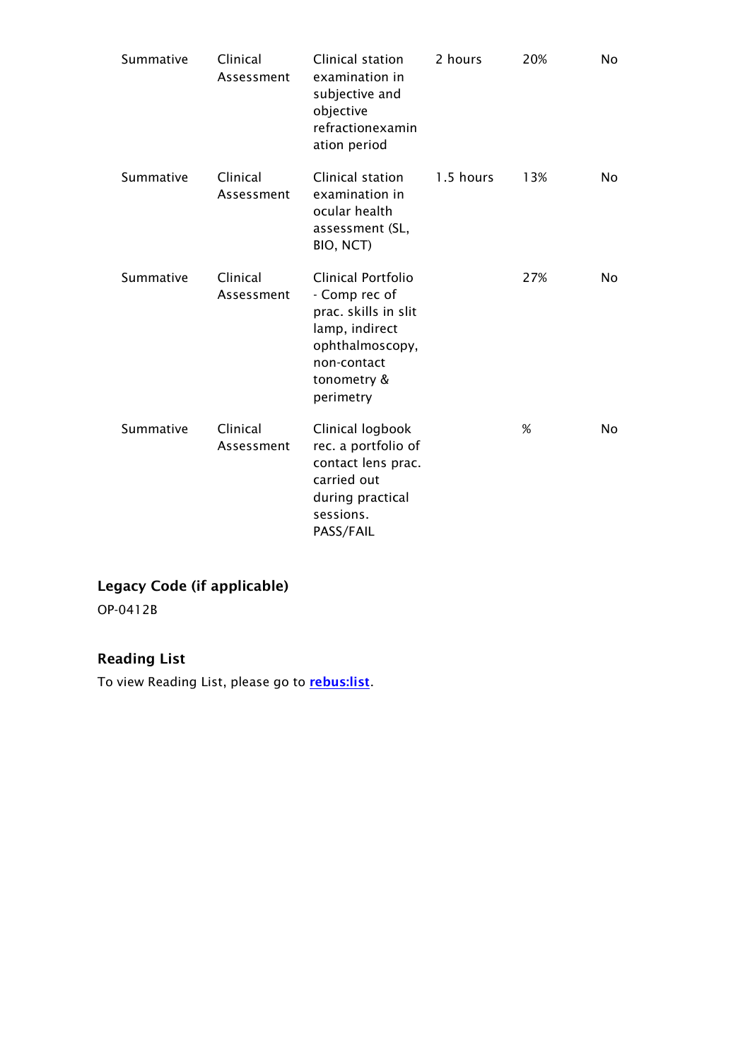| | | | | | |
|---|---|---|---|---|---|
| Summative | Clinical Assessment | Clinical station examination in subjective and objective refractionexamination period | 2 hours | 20% | No |
| Summative | Clinical Assessment | Clinical station examination in ocular health assessment (SL, BIO, NCT) | 1.5 hours | 13% | No |
| Summative | Clinical Assessment | Clinical Portfolio - Comp rec of prac. skills in slit lamp, indirect ophthalmoscopy, non-contact tonometry & perimetry | | 27% | No |
| Summative | Clinical Assessment | Clinical logbook rec. a portfolio of contact lens prac. carried out during practical sessions. PASS/FAIL | | % | No |

### Legacy Code (if applicable)

OP-0412B

### Reading List

To view Reading List, please go to **rebus:list**.